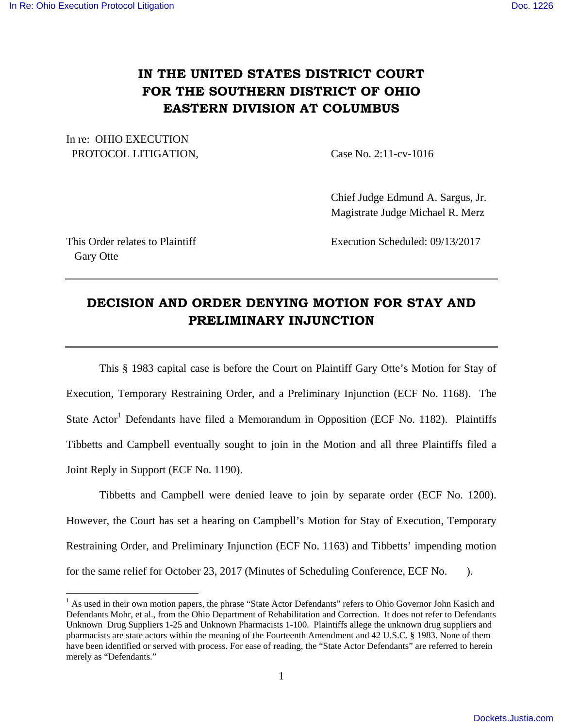# IN THE UNITED STATES DISTRICT COURT FOR THE SOUTHERN DISTRICT OF OHIO EASTERN DIVISION AT COLUMBUS

In re: OHIO EXECUTION PROTOCOL LITIGATION,

Case No. 2:11-cv-1016

Chief Judge Edmund A. Sargus, Jr.
Magistrate Judge Michael R. Merz

This Order relates to Plaintiff Gary Otte

Execution Scheduled: 09/13/2017

---

## DECISION AND ORDER DENYING MOTION FOR STAY AND PRELIMINARY INJUNCTION

---

This § 1983 capital case is before the Court on Plaintiff Gary Otte's Motion for Stay of Execution, Temporary Restraining Order, and a Preliminary Injunction (ECF No. 1168). The State Actor[1] Defendants have filed a Memorandum in Opposition (ECF No. 1182). Plaintiffs Tibbetts and Campbell eventually sought to join in the Motion and all three Plaintiffs filed a Joint Reply in Support (ECF No. 1190).

Tibbetts and Campbell were denied leave to join by separate order (ECF No. 1200). However, the Court has set a hearing on Campbell's Motion for Stay of Execution, Temporary Restraining Order, and Preliminary Injunction (ECF No. 1163) and Tibbetts' impending motion for the same relief for October 23, 2017 (Minutes of Scheduling Conference, ECF No. ).

[1] As used in their own motion papers, the phrase "State Actor Defendants" refers to Ohio Governor John Kasich and Defendants Mohr, et al., from the Ohio Department of Rehabilitation and Correction. It does not refer to Defendants Unknown Drug Suppliers 1-25 and Unknown Pharmacists 1-100. Plaintiffs allege the unknown drug suppliers and pharmacists are state actors within the meaning of the Fourteenth Amendment and 42 U.S.C. § 1983. None of them have been identified or served with process. For ease of reading, the "State Actor Defendants" are referred to herein merely as "Defendants."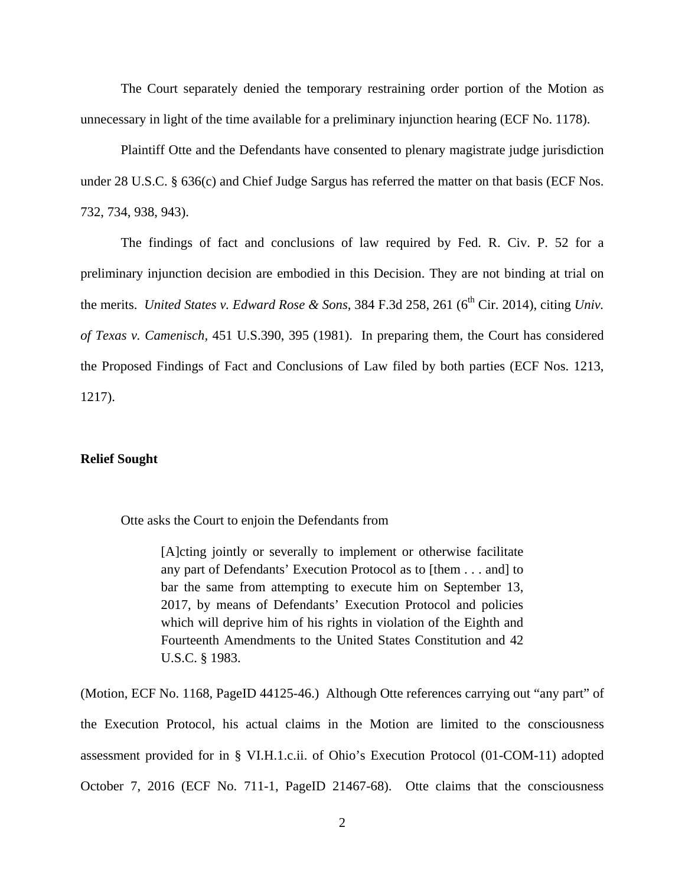The Court separately denied the temporary restraining order portion of the Motion as unnecessary in light of the time available for a preliminary injunction hearing (ECF No. 1178).

Plaintiff Otte and the Defendants have consented to plenary magistrate judge jurisdiction under 28 U.S.C. § 636(c) and Chief Judge Sargus has referred the matter on that basis (ECF Nos. 732, 734, 938, 943).

The findings of fact and conclusions of law required by Fed. R. Civ. P. 52 for a preliminary injunction decision are embodied in this Decision. They are not binding at trial on the merits. *United States v. Edward Rose & Sons*, 384 F.3d 258, 261 (6th Cir. 2014), citing *Univ. of Texas v. Camenisch*, 451 U.S.390, 395 (1981). In preparing them, the Court has considered the Proposed Findings of Fact and Conclusions of Law filed by both parties (ECF Nos. 1213, 1217).

**Relief Sought**

Otte asks the Court to enjoin the Defendants from

> [A]cting jointly or severally to implement or otherwise facilitate any part of Defendants' Execution Protocol as to [them . . . and] to bar the same from attempting to execute him on September 13, 2017, by means of Defendants' Execution Protocol and policies which will deprive him of his rights in violation of the Eighth and Fourteenth Amendments to the United States Constitution and 42 U.S.C. § 1983.

(Motion, ECF No. 1168, PageID 44125-46.) Although Otte references carrying out "any part" of the Execution Protocol, his actual claims in the Motion are limited to the consciousness assessment provided for in § VI.H.1.c.ii. of Ohio's Execution Protocol (01-COM-11) adopted October 7, 2016 (ECF No. 711-1, PageID 21467-68). Otte claims that the consciousness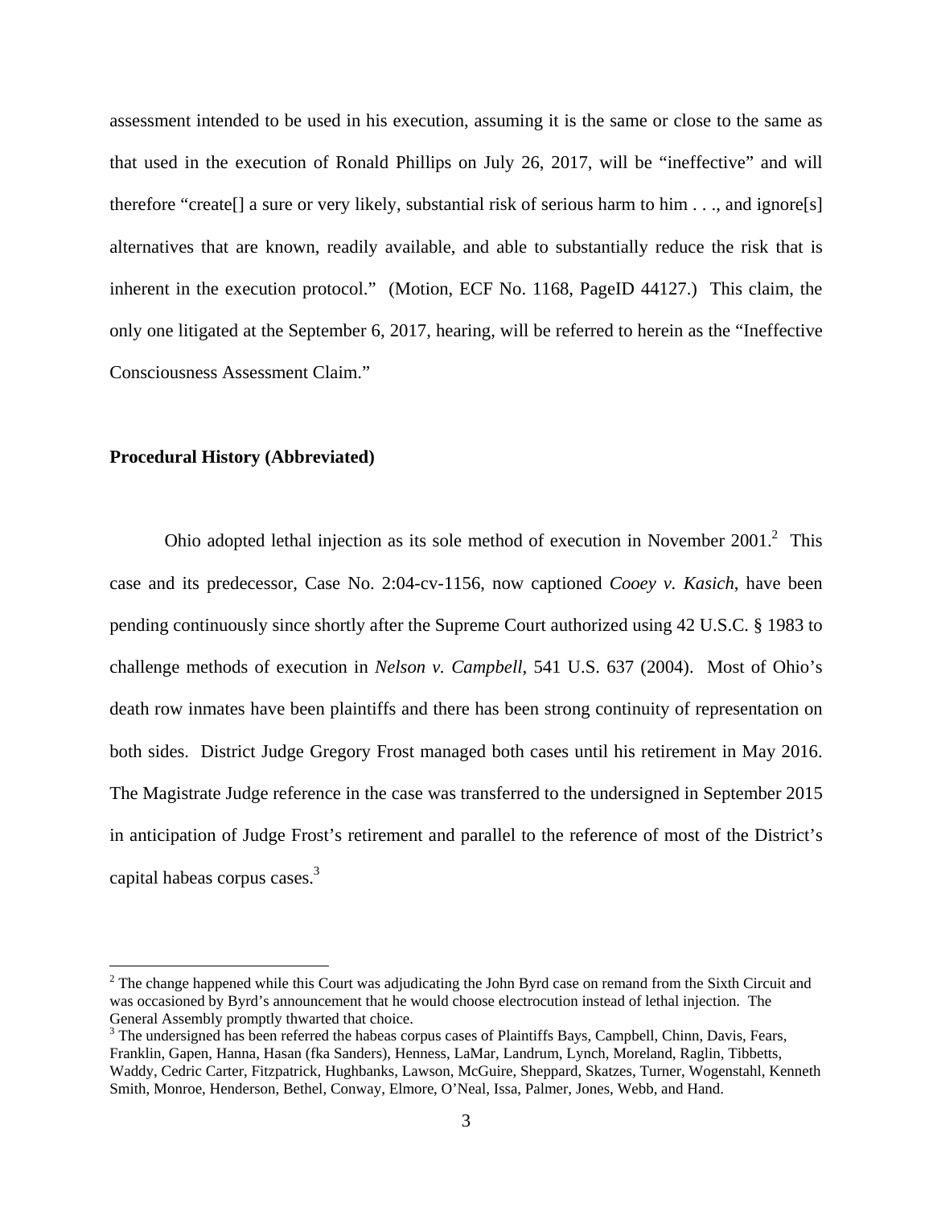assessment intended to be used in his execution, assuming it is the same or close to the same as that used in the execution of Ronald Phillips on July 26, 2017, will be "ineffective" and will therefore "create[] a sure or very likely, substantial risk of serious harm to him . . ., and ignore[s] alternatives that are known, readily available, and able to substantially reduce the risk that is inherent in the execution protocol." (Motion, ECF No. 1168, PageID 44127.) This claim, the only one litigated at the September 6, 2017, hearing, will be referred to herein as the "Ineffective Consciousness Assessment Claim."

**Procedural History (Abbreviated)**

Ohio adopted lethal injection as its sole method of execution in November 2001.[2] This case and its predecessor, Case No. 2:04-cv-1156, now captioned *Cooey v. Kasich*, have been pending continuously since shortly after the Supreme Court authorized using 42 U.S.C. § 1983 to challenge methods of execution in *Nelson v. Campbell*, 541 U.S. 637 (2004). Most of Ohio's death row inmates have been plaintiffs and there has been strong continuity of representation on both sides. District Judge Gregory Frost managed both cases until his retirement in May 2016. The Magistrate Judge reference in the case was transferred to the undersigned in September 2015 in anticipation of Judge Frost's retirement and parallel to the reference of most of the District's capital habeas corpus cases.[3]

[2] The change happened while this Court was adjudicating the John Byrd case on remand from the Sixth Circuit and was occasioned by Byrd's announcement that he would choose electrocution instead of lethal injection. The General Assembly promptly thwarted that choice.

[3] The undersigned has been referred the habeas corpus cases of Plaintiffs Bays, Campbell, Chinn, Davis, Fears, Franklin, Gapen, Hanna, Hasan (fka Sanders), Henness, LaMar, Landrum, Lynch, Moreland, Raglin, Tibbetts, Waddy, Cedric Carter, Fitzpatrick, Hughbanks, Lawson, McGuire, Sheppard, Skatzes, Turner, Wogenstahl, Kenneth Smith, Monroe, Henderson, Bethel, Conway, Elmore, O'Neal, Issa, Palmer, Jones, Webb, and Hand.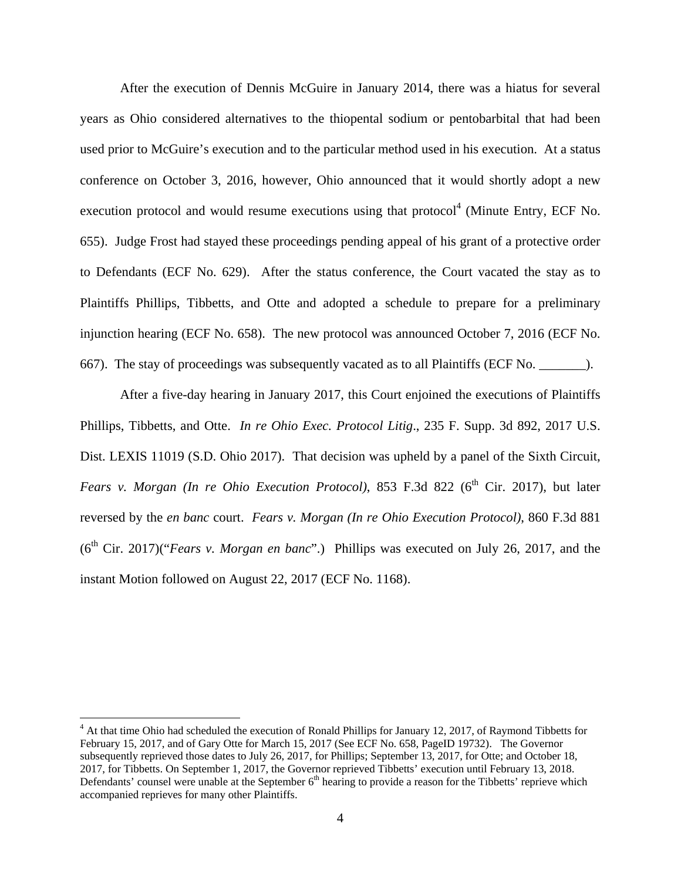After the execution of Dennis McGuire in January 2014, there was a hiatus for several years as Ohio considered alternatives to the thiopental sodium or pentobarbital that had been used prior to McGuire's execution and to the particular method used in his execution. At a status conference on October 3, 2016, however, Ohio announced that it would shortly adopt a new execution protocol and would resume executions using that protocol[4] (Minute Entry, ECF No. 655). Judge Frost had stayed these proceedings pending appeal of his grant of a protective order to Defendants (ECF No. 629). After the status conference, the Court vacated the stay as to Plaintiffs Phillips, Tibbetts, and Otte and adopted a schedule to prepare for a preliminary injunction hearing (ECF No. 658). The new protocol was announced October 7, 2016 (ECF No. 667). The stay of proceedings was subsequently vacated as to all Plaintiffs (ECF No. _______).

After a five-day hearing in January 2017, this Court enjoined the executions of Plaintiffs Phillips, Tibbetts, and Otte. *In re Ohio Exec. Protocol Litig*., 235 F. Supp. 3d 892, 2017 U.S. Dist. LEXIS 11019 (S.D. Ohio 2017). That decision was upheld by a panel of the Sixth Circuit, *Fears v. Morgan (In re Ohio Execution Protocol)*, 853 F.3d 822 (6th Cir. 2017), but later reversed by the *en banc* court. *Fears v. Morgan (In re Ohio Execution Protocol)*, 860 F.3d 881 (6th Cir. 2017)("*Fears v. Morgan en banc*".) Phillips was executed on July 26, 2017, and the instant Motion followed on August 22, 2017 (ECF No. 1168).

---

[4] At that time Ohio had scheduled the execution of Ronald Phillips for January 12, 2017, of Raymond Tibbetts for February 15, 2017, and of Gary Otte for March 15, 2017 (See ECF No. 658, PageID 19732). The Governor subsequently reprieved those dates to July 26, 2017, for Phillips; September 13, 2017, for Otte; and October 18, 2017, for Tibbetts. On September 1, 2017, the Governor reprieved Tibbetts' execution until February 13, 2018. Defendants' counsel were unable at the September 6th hearing to provide a reason for the Tibbetts' reprieve which accompanied reprieves for many other Plaintiffs.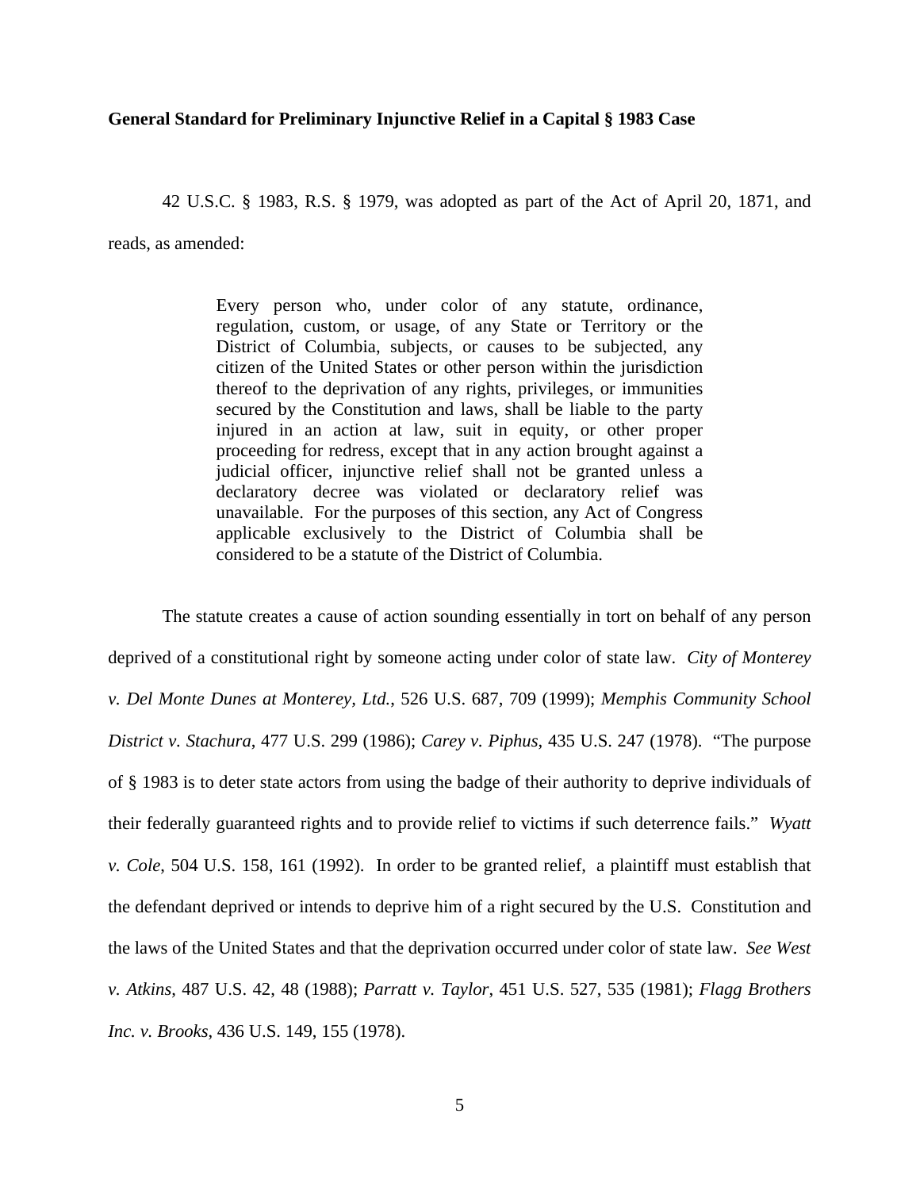**General Standard for Preliminary Injunctive Relief in a Capital § 1983 Case**

42 U.S.C. § 1983, R.S. § 1979, was adopted as part of the Act of April 20, 1871, and reads, as amended:

> Every person who, under color of any statute, ordinance, regulation, custom, or usage, of any State or Territory or the District of Columbia, subjects, or causes to be subjected, any citizen of the United States or other person within the jurisdiction thereof to the deprivation of any rights, privileges, or immunities secured by the Constitution and laws, shall be liable to the party injured in an action at law, suit in equity, or other proper proceeding for redress, except that in any action brought against a judicial officer, injunctive relief shall not be granted unless a declaratory decree was violated or declaratory relief was unavailable. For the purposes of this section, any Act of Congress applicable exclusively to the District of Columbia shall be considered to be a statute of the District of Columbia.

The statute creates a cause of action sounding essentially in tort on behalf of any person deprived of a constitutional right by someone acting under color of state law. *City of Monterey v. Del Monte Dunes at Monterey, Ltd.*, 526 U.S. 687, 709 (1999); *Memphis Community School District v. Stachura*, 477 U.S. 299 (1986); *Carey v. Piphus*, 435 U.S. 247 (1978). "The purpose of § 1983 is to deter state actors from using the badge of their authority to deprive individuals of their federally guaranteed rights and to provide relief to victims if such deterrence fails." *Wyatt v. Cole*, 504 U.S. 158, 161 (1992). In order to be granted relief, a plaintiff must establish that the defendant deprived or intends to deprive him of a right secured by the U.S. Constitution and the laws of the United States and that the deprivation occurred under color of state law. *See West v. Atkins*, 487 U.S. 42, 48 (1988); *Parratt v. Taylor*, 451 U.S. 527, 535 (1981); *Flagg Brothers Inc. v. Brooks*, 436 U.S. 149, 155 (1978).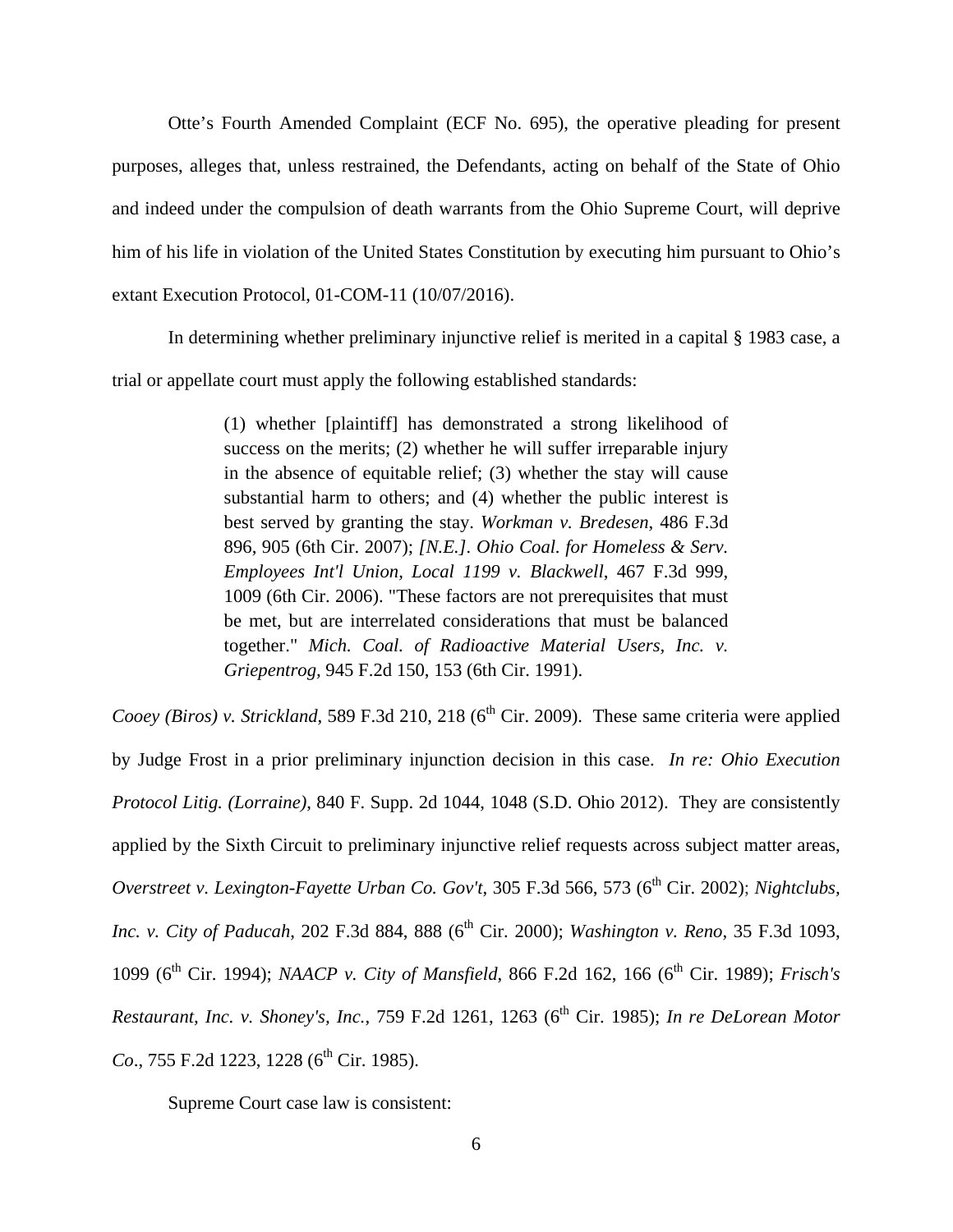Otte's Fourth Amended Complaint (ECF No. 695), the operative pleading for present purposes, alleges that, unless restrained, the Defendants, acting on behalf of the State of Ohio and indeed under the compulsion of death warrants from the Ohio Supreme Court, will deprive him of his life in violation of the United States Constitution by executing him pursuant to Ohio's extant Execution Protocol, 01-COM-11 (10/07/2016).

In determining whether preliminary injunctive relief is merited in a capital § 1983 case, a trial or appellate court must apply the following established standards:

> (1) whether [plaintiff] has demonstrated a strong likelihood of success on the merits; (2) whether he will suffer irreparable injury in the absence of equitable relief; (3) whether the stay will cause substantial harm to others; and (4) whether the public interest is best served by granting the stay. *Workman v. Bredesen*, 486 F.3d 896, 905 (6th Cir. 2007); *[N.E.]. Ohio Coal. for Homeless & Serv. Employees Int'l Union, Local 1199 v. Blackwell*, 467 F.3d 999, 1009 (6th Cir. 2006). "These factors are not prerequisites that must be met, but are interrelated considerations that must be balanced together." *Mich. Coal. of Radioactive Material Users, Inc. v. Griepentrog,* 945 F.2d 150, 153 (6th Cir. 1991).

*Cooey (Biros) v. Strickland*, 589 F.3d 210, 218 (6th Cir. 2009). These same criteria were applied by Judge Frost in a prior preliminary injunction decision in this case. *In re: Ohio Execution Protocol Litig. (Lorraine)*, 840 F. Supp. 2d 1044, 1048 (S.D. Ohio 2012). They are consistently applied by the Sixth Circuit to preliminary injunctive relief requests across subject matter areas, *Overstreet v. Lexington-Fayette Urban Co. Gov't*, 305 F.3d 566, 573 (6th Cir. 2002); *Nightclubs, Inc. v. City of Paducah*, 202 F.3d 884, 888 (6th Cir. 2000); *Washington v. Reno*, 35 F.3d 1093, 1099 (6th Cir. 1994); *NAACP v. City of Mansfield*, 866 F.2d 162, 166 (6th Cir. 1989); *Frisch's Restaurant, Inc. v. Shoney's, Inc.*, 759 F.2d 1261, 1263 (6th Cir. 1985); *In re DeLorean Motor Co*., 755 F.2d 1223, 1228 (6th Cir. 1985).

Supreme Court case law is consistent: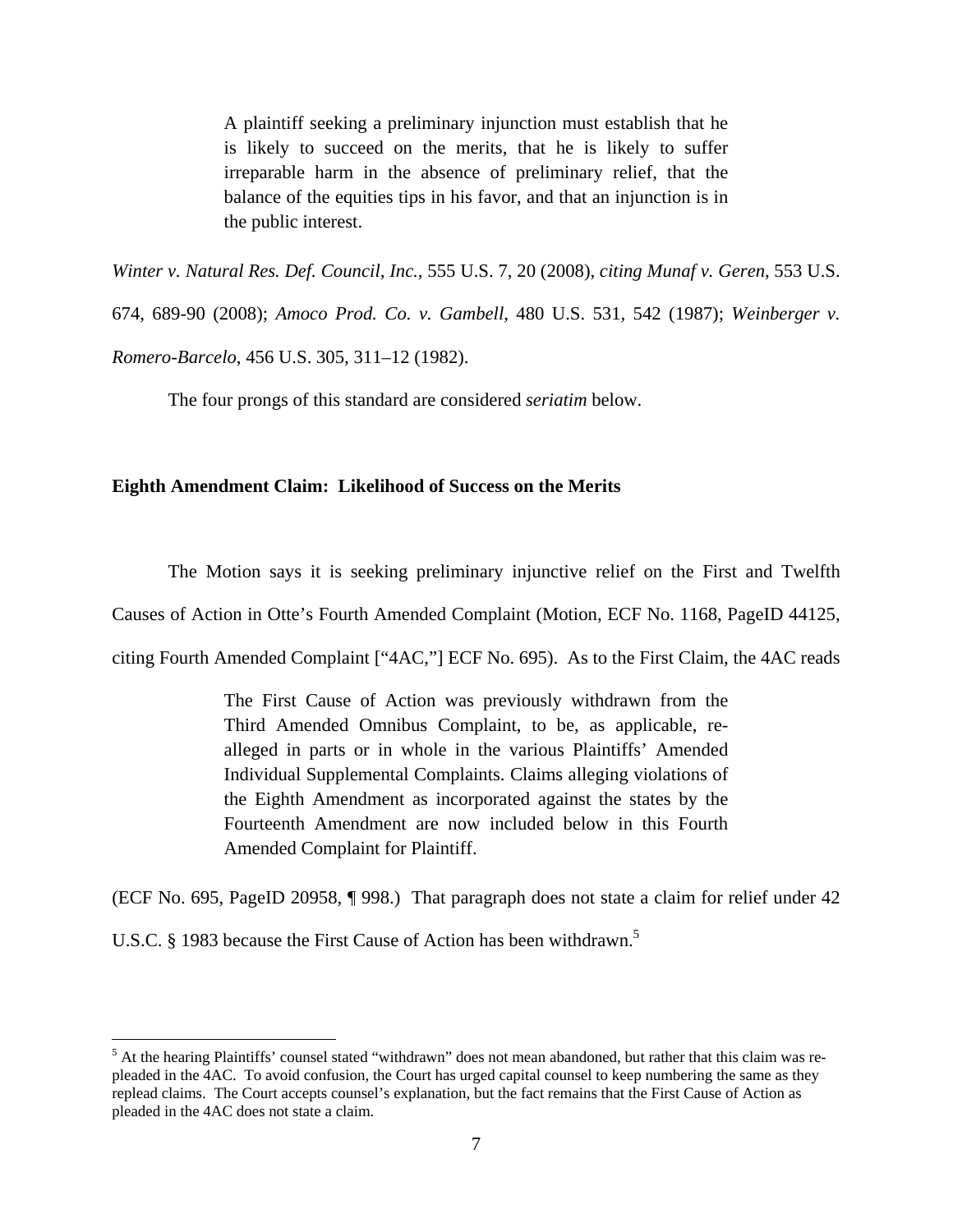> A plaintiff seeking a preliminary injunction must establish that he is likely to succeed on the merits, that he is likely to suffer irreparable harm in the absence of preliminary relief, that the balance of the equities tips in his favor, and that an injunction is in the public interest.

*Winter v. Natural Res. Def. Council, Inc.*, 555 U.S. 7, 20 (2008), *citing Munaf v. Geren*, 553 U.S. 674, 689-90 (2008); *Amoco Prod. Co. v. Gambell*, 480 U.S. 531, 542 (1987); *Weinberger v. Romero-Barcelo*, 456 U.S. 305, 311–12 (1982).

The four prongs of this standard are considered *seriatim* below.

**Eighth Amendment Claim: Likelihood of Success on the Merits**

The Motion says it is seeking preliminary injunctive relief on the First and Twelfth Causes of Action in Otte's Fourth Amended Complaint (Motion, ECF No. 1168, PageID 44125, citing Fourth Amended Complaint ["4AC,"] ECF No. 695). As to the First Claim, the 4AC reads

> The First Cause of Action was previously withdrawn from the Third Amended Omnibus Complaint, to be, as applicable, re-alleged in parts or in whole in the various Plaintiffs' Amended Individual Supplemental Complaints. Claims alleging violations of the Eighth Amendment as incorporated against the states by the Fourteenth Amendment are now included below in this Fourth Amended Complaint for Plaintiff.

(ECF No. 695, PageID 20958, ¶ 998.) That paragraph does not state a claim for relief under 42 U.S.C. § 1983 because the First Cause of Action has been withdrawn.[5]

[5] At the hearing Plaintiffs' counsel stated "withdrawn" does not mean abandoned, but rather that this claim was re-pleaded in the 4AC. To avoid confusion, the Court has urged capital counsel to keep numbering the same as they replead claims. The Court accepts counsel's explanation, but the fact remains that the First Cause of Action as pleaded in the 4AC does not state a claim.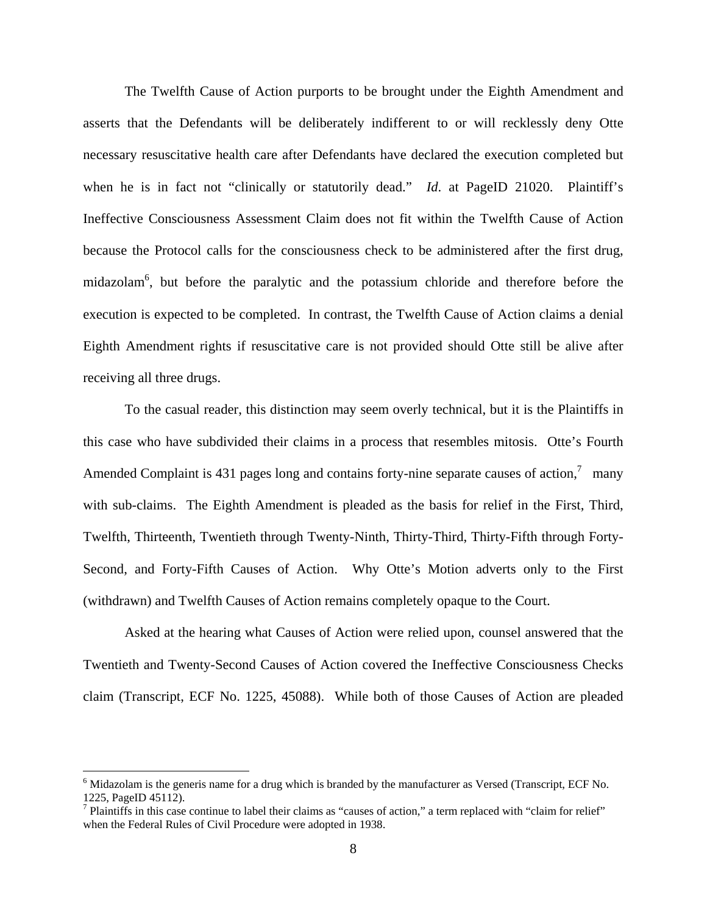The Twelfth Cause of Action purports to be brought under the Eighth Amendment and asserts that the Defendants will be deliberately indifferent to or will recklessly deny Otte necessary resuscitative health care after Defendants have declared the execution completed but when he is in fact not "clinically or statutorily dead." *Id*. at PageID 21020. Plaintiff's Ineffective Consciousness Assessment Claim does not fit within the Twelfth Cause of Action because the Protocol calls for the consciousness check to be administered after the first drug, midazolam[6], but before the paralytic and the potassium chloride and therefore before the execution is expected to be completed. In contrast, the Twelfth Cause of Action claims a denial Eighth Amendment rights if resuscitative care is not provided should Otte still be alive after receiving all three drugs.

To the casual reader, this distinction may seem overly technical, but it is the Plaintiffs in this case who have subdivided their claims in a process that resembles mitosis. Otte's Fourth Amended Complaint is 431 pages long and contains forty-nine separate causes of action,[7] many with sub-claims. The Eighth Amendment is pleaded as the basis for relief in the First, Third, Twelfth, Thirteenth, Twentieth through Twenty-Ninth, Thirty-Third, Thirty-Fifth through Forty-Second, and Forty-Fifth Causes of Action. Why Otte's Motion adverts only to the First (withdrawn) and Twelfth Causes of Action remains completely opaque to the Court.

Asked at the hearing what Causes of Action were relied upon, counsel answered that the Twentieth and Twenty-Second Causes of Action covered the Ineffective Consciousness Checks claim (Transcript, ECF No. 1225, 45088). While both of those Causes of Action are pleaded

---

[6] Midazolam is the generis name for a drug which is branded by the manufacturer as Versed (Transcript, ECF No. 1225, PageID 45112).

[7] Plaintiffs in this case continue to label their claims as "causes of action," a term replaced with "claim for relief" when the Federal Rules of Civil Procedure were adopted in 1938.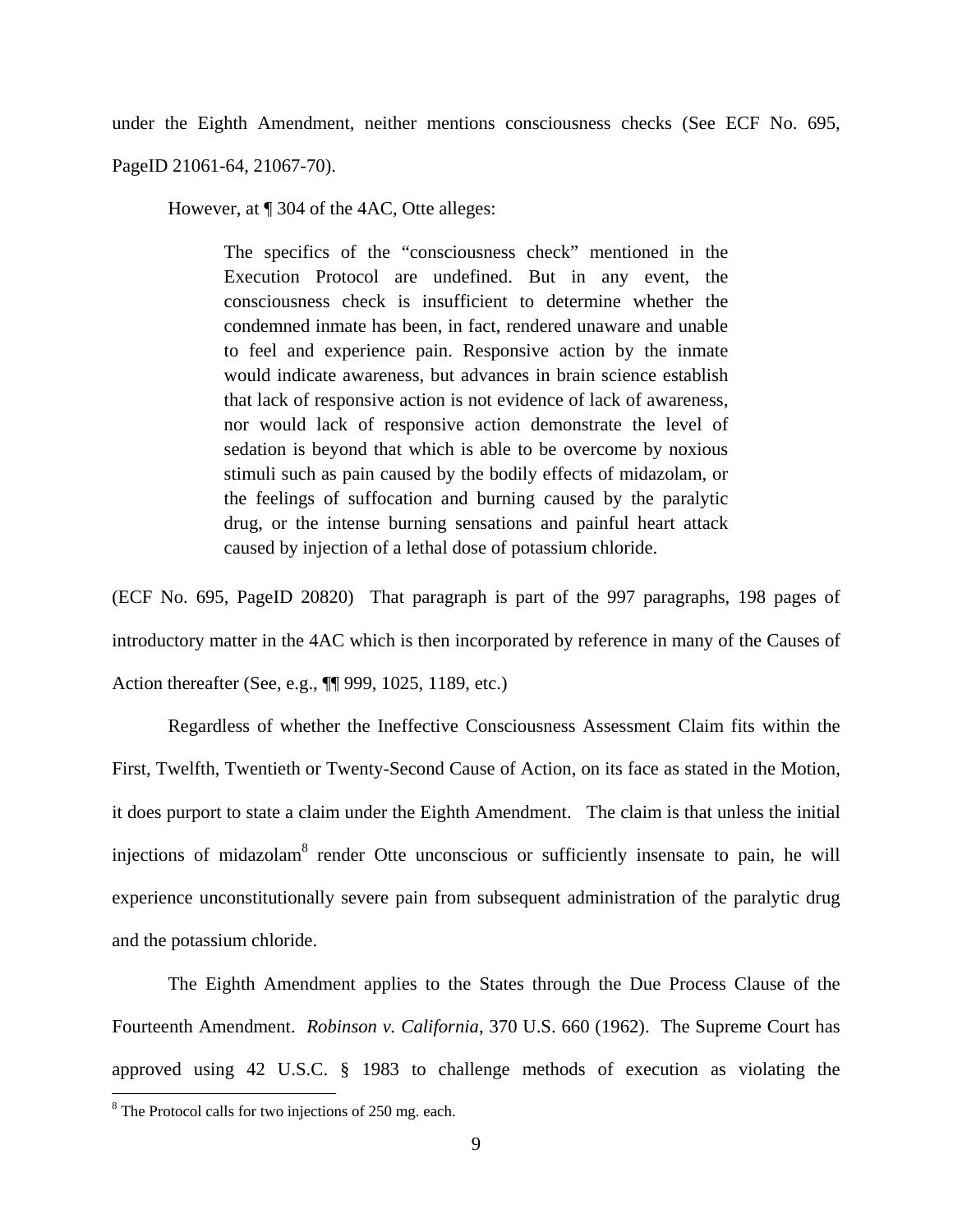under the Eighth Amendment, neither mentions consciousness checks (See ECF No. 695, PageID 21061-64, 21067-70).

However, at ¶ 304 of the 4AC, Otte alleges:

> The specifics of the “consciousness check” mentioned in the Execution Protocol are undefined. But in any event, the consciousness check is insufficient to determine whether the condemned inmate has been, in fact, rendered unaware and unable to feel and experience pain. Responsive action by the inmate would indicate awareness, but advances in brain science establish that lack of responsive action is not evidence of lack of awareness, nor would lack of responsive action demonstrate the level of sedation is beyond that which is able to be overcome by noxious stimuli such as pain caused by the bodily effects of midazolam, or the feelings of suffocation and burning caused by the paralytic drug, or the intense burning sensations and painful heart attack caused by injection of a lethal dose of potassium chloride.

(ECF No. 695, PageID 20820) That paragraph is part of the 997 paragraphs, 198 pages of introductory matter in the 4AC which is then incorporated by reference in many of the Causes of Action thereafter (See, e.g., ¶¶ 999, 1025, 1189, etc.)

Regardless of whether the Ineffective Consciousness Assessment Claim fits within the First, Twelfth, Twentieth or Twenty-Second Cause of Action, on its face as stated in the Motion, it does purport to state a claim under the Eighth Amendment. The claim is that unless the initial injections of midazolam[8] render Otte unconscious or sufficiently insensate to pain, he will experience unconstitutionally severe pain from subsequent administration of the paralytic drug and the potassium chloride.

The Eighth Amendment applies to the States through the Due Process Clause of the Fourteenth Amendment. *Robinson v. California*, 370 U.S. 660 (1962). The Supreme Court has approved using 42 U.S.C. § 1983 to challenge methods of execution as violating the

[8] The Protocol calls for two injections of 250 mg. each.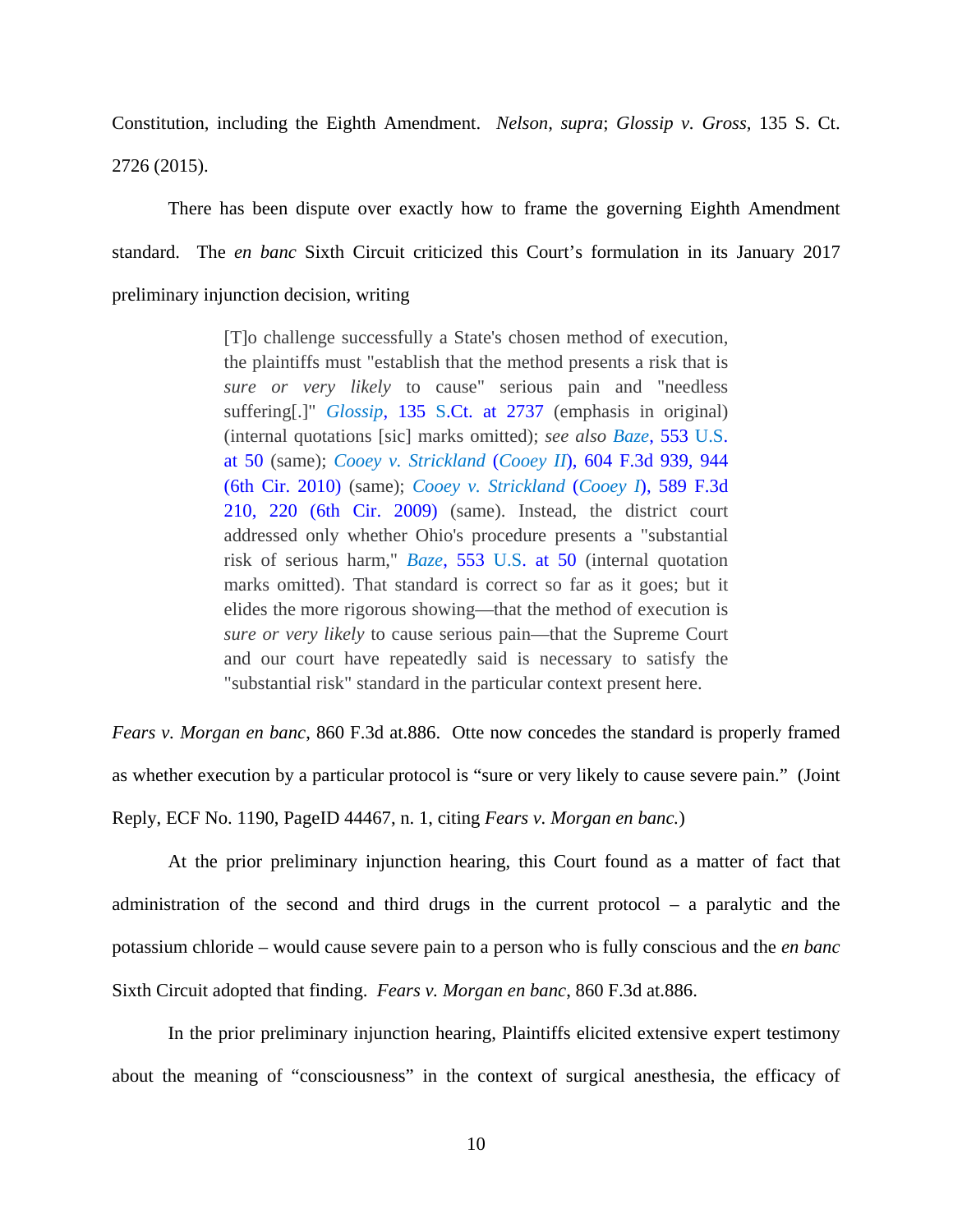Constitution, including the Eighth Amendment. *Nelson, supra*; *Glossip v. Gross*, 135 S. Ct. 2726 (2015).

There has been dispute over exactly how to frame the governing Eighth Amendment standard. The *en banc* Sixth Circuit criticized this Court's formulation in its January 2017 preliminary injunction decision, writing

> [T]o challenge successfully a State's chosen method of execution, the plaintiffs must "establish that the method presents a risk that is *sure or very likely* to cause" serious pain and "needless suffering[.]" *Glossip*, 135 S.Ct. at 2737 (emphasis in original) (internal quotations [sic] marks omitted); *see also Baze*, 553 U.S. at 50 (same); *Cooey v. Strickland* (*Cooey II*), 604 F.3d 939, 944 (6th Cir. 2010) (same); *Cooey v. Strickland* (*Cooey I*), 589 F.3d 210, 220 (6th Cir. 2009) (same). Instead, the district court addressed only whether Ohio's procedure presents a "substantial risk of serious harm," *Baze*, 553 U.S. at 50 (internal quotation marks omitted). That standard is correct so far as it goes; but it elides the more rigorous showing—that the method of execution is *sure or very likely* to cause serious pain—that the Supreme Court and our court have repeatedly said is necessary to satisfy the "substantial risk" standard in the particular context present here.

*Fears v. Morgan en banc*, 860 F.3d at.886. Otte now concedes the standard is properly framed as whether execution by a particular protocol is "sure or very likely to cause severe pain." (Joint Reply, ECF No. 1190, PageID 44467, n. 1, citing *Fears v. Morgan en banc.*)

At the prior preliminary injunction hearing, this Court found as a matter of fact that administration of the second and third drugs in the current protocol – a paralytic and the potassium chloride – would cause severe pain to a person who is fully conscious and the *en banc* Sixth Circuit adopted that finding. *Fears v. Morgan en banc*, 860 F.3d at.886.

In the prior preliminary injunction hearing, Plaintiffs elicited extensive expert testimony about the meaning of "consciousness" in the context of surgical anesthesia, the efficacy of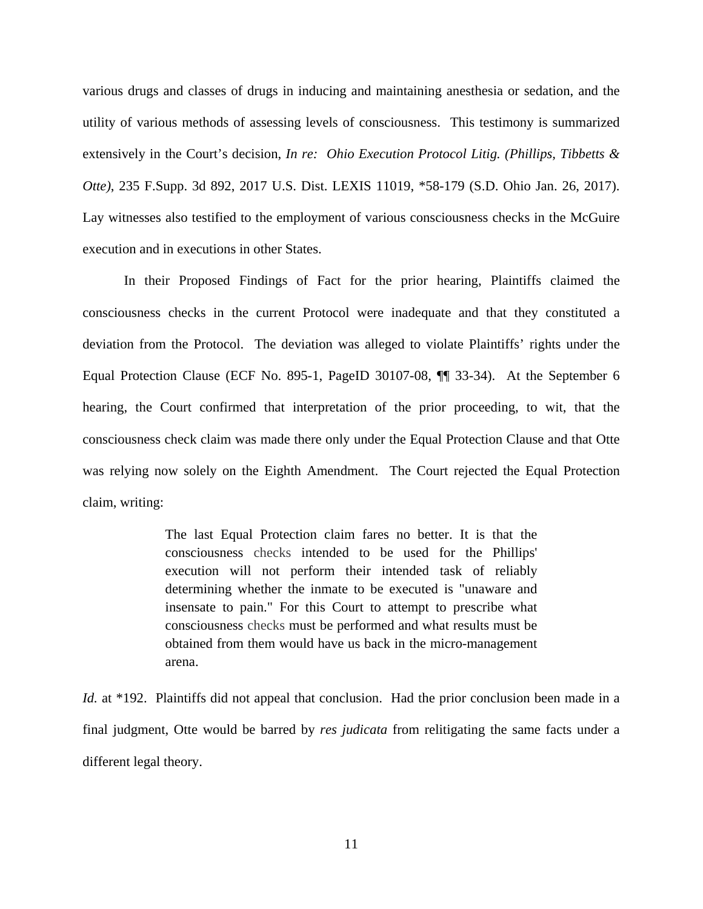various drugs and classes of drugs in inducing and maintaining anesthesia or sedation, and the utility of various methods of assessing levels of consciousness. This testimony is summarized extensively in the Court's decision, *In re: Ohio Execution Protocol Litig. (Phillips, Tibbetts & Otte)*, 235 F.Supp. 3d 892, 2017 U.S. Dist. LEXIS 11019, *58-179 (S.D. Ohio Jan. 26, 2017). Lay witnesses also testified to the employment of various consciousness checks in the McGuire execution and in executions in other States.

In their Proposed Findings of Fact for the prior hearing, Plaintiffs claimed the consciousness checks in the current Protocol were inadequate and that they constituted a deviation from the Protocol. The deviation was alleged to violate Plaintiffs' rights under the Equal Protection Clause (ECF No. 895-1, PageID 30107-08, ¶¶ 33-34). At the September 6 hearing, the Court confirmed that interpretation of the prior proceeding, to wit, that the consciousness check claim was made there only under the Equal Protection Clause and that Otte was relying now solely on the Eighth Amendment. The Court rejected the Equal Protection claim, writing:

> The last Equal Protection claim fares no better. It is that the consciousness checks intended to be used for the Phillips' execution will not perform their intended task of reliably determining whether the inmate to be executed is "unaware and insensate to pain." For this Court to attempt to prescribe what consciousness checks must be performed and what results must be obtained from them would have us back in the micro-management arena.

*Id.* at *192. Plaintiffs did not appeal that conclusion. Had the prior conclusion been made in a final judgment, Otte would be barred by *res judicata* from relitigating the same facts under a different legal theory.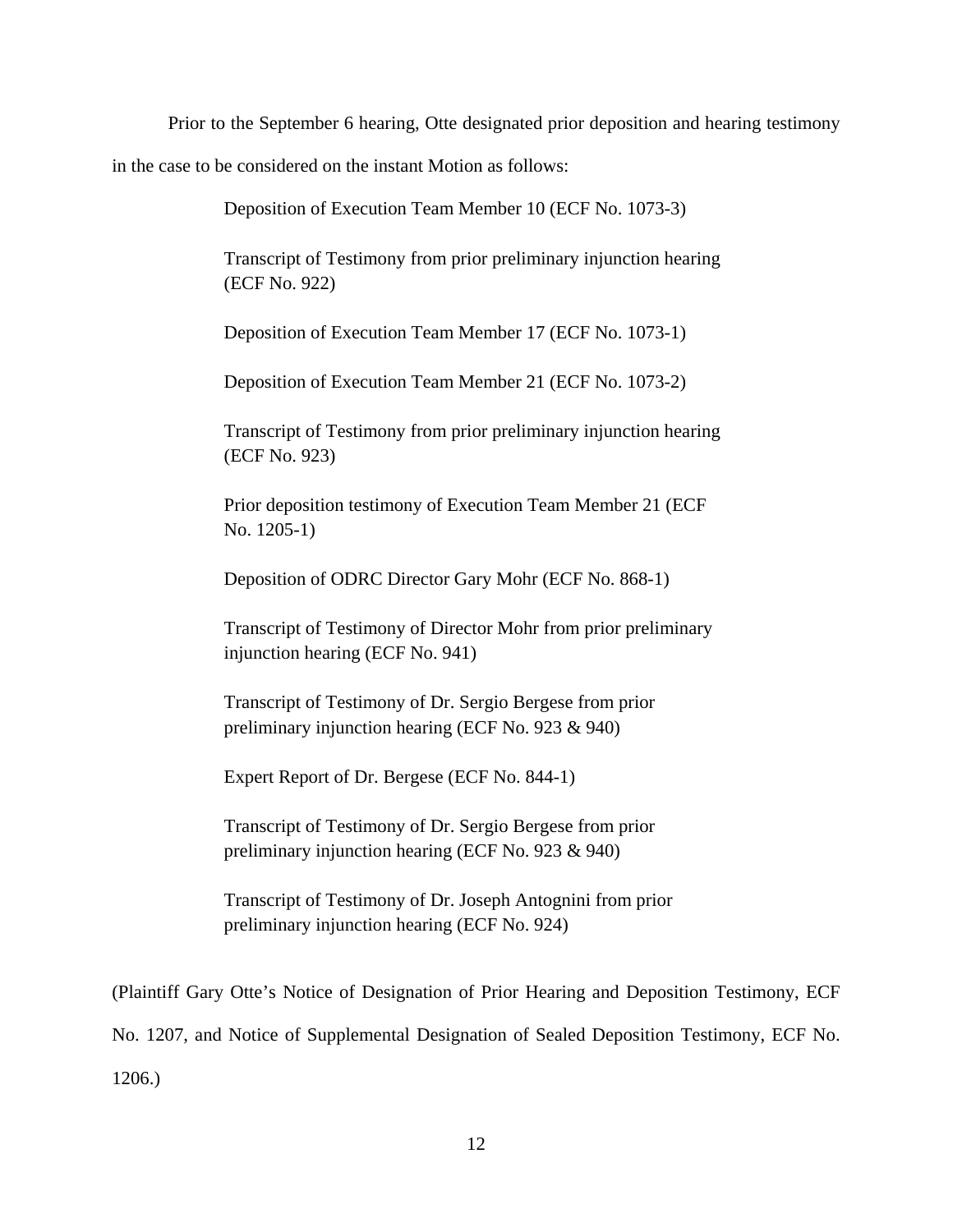Prior to the September 6 hearing, Otte designated prior deposition and hearing testimony in the case to be considered on the instant Motion as follows:

> Deposition of Execution Team Member 10 (ECF No. 1073-3)
>
> Transcript of Testimony from prior preliminary injunction hearing (ECF No. 922)
>
> Deposition of Execution Team Member 17 (ECF No. 1073-1)
>
> Deposition of Execution Team Member 21 (ECF No. 1073-2)
>
> Transcript of Testimony from prior preliminary injunction hearing (ECF No. 923)
>
> Prior deposition testimony of Execution Team Member 21 (ECF No. 1205-1)
>
> Deposition of ODRC Director Gary Mohr (ECF No. 868-1)
>
> Transcript of Testimony of Director Mohr from prior preliminary injunction hearing (ECF No. 941)
>
> Transcript of Testimony of Dr. Sergio Bergese from prior preliminary injunction hearing (ECF No. 923 & 940)
>
> Expert Report of Dr. Bergese (ECF No. 844-1)
>
> Transcript of Testimony of Dr. Sergio Bergese from prior preliminary injunction hearing (ECF No. 923 & 940)
>
> Transcript of Testimony of Dr. Joseph Antognini from prior preliminary injunction hearing (ECF No. 924)

(Plaintiff Gary Otte's Notice of Designation of Prior Hearing and Deposition Testimony, ECF No. 1207, and Notice of Supplemental Designation of Sealed Deposition Testimony, ECF No. 1206.)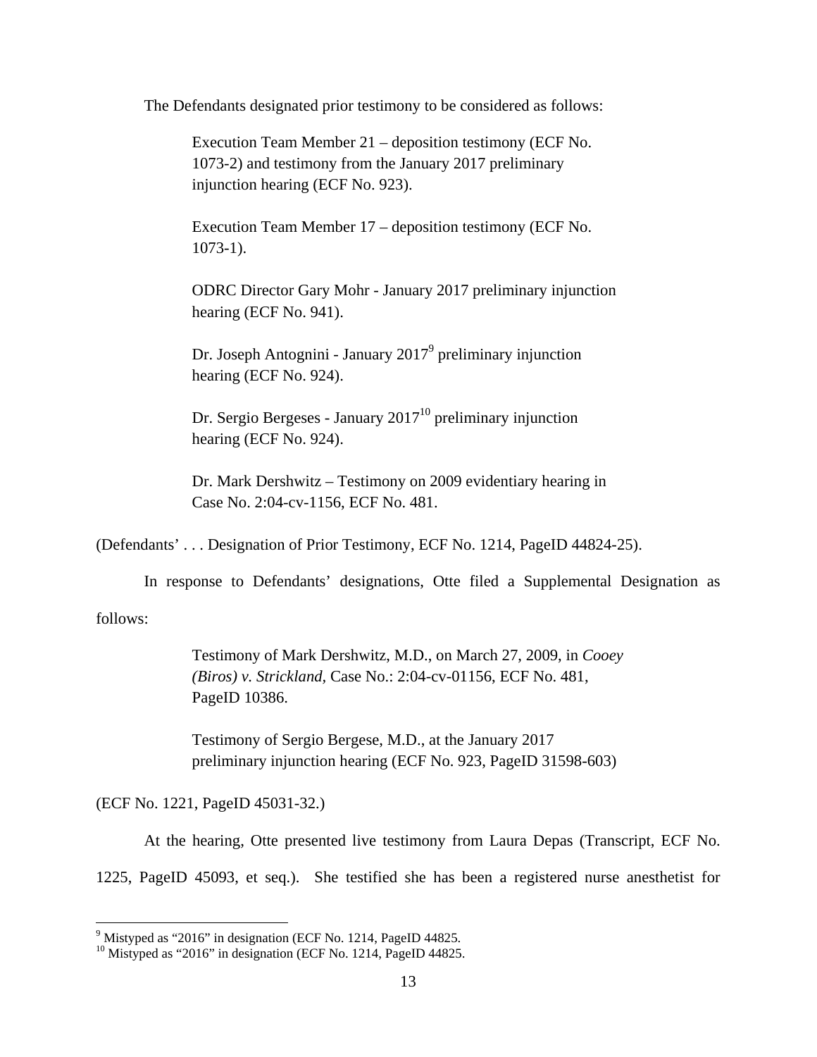The Defendants designated prior testimony to be considered as follows:

> Execution Team Member 21 – deposition testimony (ECF No. 1073-2) and testimony from the January 2017 preliminary injunction hearing (ECF No. 923).
>
> Execution Team Member 17 – deposition testimony (ECF No. 1073-1).
>
> ODRC Director Gary Mohr - January 2017 preliminary injunction hearing (ECF No. 941).
>
> Dr. Joseph Antognini - January 2017[9] preliminary injunction hearing (ECF No. 924).
>
> Dr. Sergio Bergeses - January 2017[10] preliminary injunction hearing (ECF No. 924).
>
> Dr. Mark Dershwitz – Testimony on 2009 evidentiary hearing in Case No. 2:04-cv-1156, ECF No. 481.

(Defendants' . . . Designation of Prior Testimony, ECF No. 1214, PageID 44824-25).

In response to Defendants' designations, Otte filed a Supplemental Designation as follows:

> Testimony of Mark Dershwitz, M.D., on March 27, 2009, in *Cooey (Biros) v. Strickland*, Case No.: 2:04-cv-01156, ECF No. 481, PageID 10386.
>
> Testimony of Sergio Bergese, M.D., at the January 2017 preliminary injunction hearing (ECF No. 923, PageID 31598-603)

(ECF No. 1221, PageID 45031-32.)

At the hearing, Otte presented live testimony from Laura Depas (Transcript, ECF No. 1225, PageID 45093, et seq.). She testified she has been a registered nurse anesthetist for

---

[9] Mistyped as "2016" in designation (ECF No. 1214, PageID 44825.

[10] Mistyped as "2016" in designation (ECF No. 1214, PageID 44825.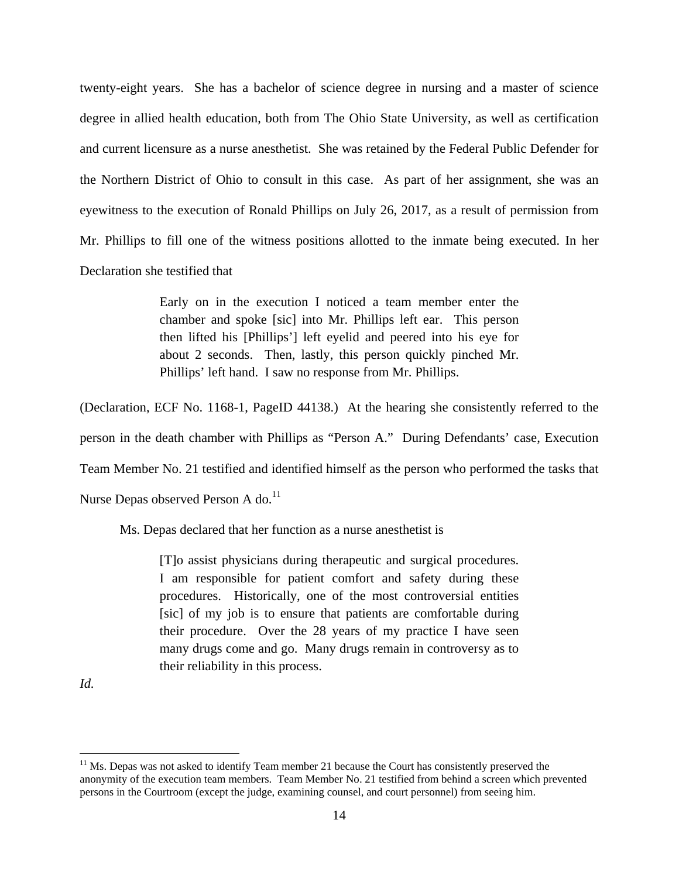twenty-eight years. She has a bachelor of science degree in nursing and a master of science degree in allied health education, both from The Ohio State University, as well as certification and current licensure as a nurse anesthetist. She was retained by the Federal Public Defender for the Northern District of Ohio to consult in this case. As part of her assignment, she was an eyewitness to the execution of Ronald Phillips on July 26, 2017, as a result of permission from Mr. Phillips to fill one of the witness positions allotted to the inmate being executed. In her Declaration she testified that

> Early on in the execution I noticed a team member enter the chamber and spoke [sic] into Mr. Phillips left ear. This person then lifted his [Phillips'] left eyelid and peered into his eye for about 2 seconds. Then, lastly, this person quickly pinched Mr. Phillips' left hand. I saw no response from Mr. Phillips.

(Declaration, ECF No. 1168-1, PageID 44138.) At the hearing she consistently referred to the person in the death chamber with Phillips as "Person A." During Defendants' case, Execution Team Member No. 21 testified and identified himself as the person who performed the tasks that Nurse Depas observed Person A do.[11]

Ms. Depas declared that her function as a nurse anesthetist is

> [T]o assist physicians during therapeutic and surgical procedures. I am responsible for patient comfort and safety during these procedures. Historically, one of the most controversial entities [sic] of my job is to ensure that patients are comfortable during their procedure. Over the 28 years of my practice I have seen many drugs come and go. Many drugs remain in controversy as to their reliability in this process.

*Id.*

---

[11] Ms. Depas was not asked to identify Team member 21 because the Court has consistently preserved the anonymity of the execution team members. Team Member No. 21 testified from behind a screen which prevented persons in the Courtroom (except the judge, examining counsel, and court personnel) from seeing him.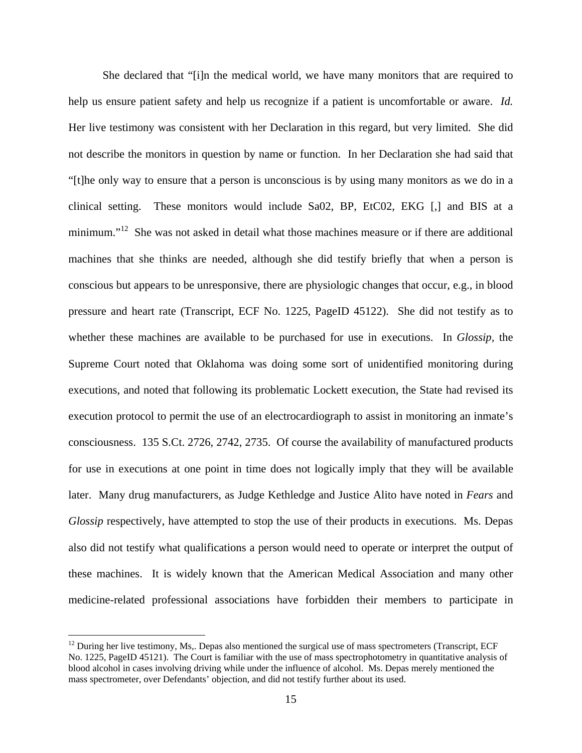She declared that "[i]n the medical world, we have many monitors that are required to help us ensure patient safety and help us recognize if a patient is uncomfortable or aware. *Id.* Her live testimony was consistent with her Declaration in this regard, but very limited. She did not describe the monitors in question by name or function. In her Declaration she had said that "[t]he only way to ensure that a person is unconscious is by using many monitors as we do in a clinical setting. These monitors would include Sa02, BP, EtC02, EKG [,] and BIS at a minimum."[12] She was not asked in detail what those machines measure or if there are additional machines that she thinks are needed, although she did testify briefly that when a person is conscious but appears to be unresponsive, there are physiologic changes that occur, e.g., in blood pressure and heart rate (Transcript, ECF No. 1225, PageID 45122). She did not testify as to whether these machines are available to be purchased for use in executions. In *Glossip*, the Supreme Court noted that Oklahoma was doing some sort of unidentified monitoring during executions, and noted that following its problematic Lockett execution, the State had revised its execution protocol to permit the use of an electrocardiograph to assist in monitoring an inmate's consciousness. 135 S.Ct. 2726, 2742, 2735. Of course the availability of manufactured products for use in executions at one point in time does not logically imply that they will be available later. Many drug manufacturers, as Judge Kethledge and Justice Alito have noted in *Fears* and *Glossip* respectively, have attempted to stop the use of their products in executions. Ms. Depas also did not testify what qualifications a person would need to operate or interpret the output of these machines. It is widely known that the American Medical Association and many other medicine-related professional associations have forbidden their members to participate in

---

[12] During her live testimony, Ms,. Depas also mentioned the surgical use of mass spectrometers (Transcript, ECF No. 1225, PageID 45121). The Court is familiar with the use of mass spectrophotometry in quantitative analysis of blood alcohol in cases involving driving while under the influence of alcohol. Ms. Depas merely mentioned the mass spectrometer, over Defendants' objection, and did not testify further about its used.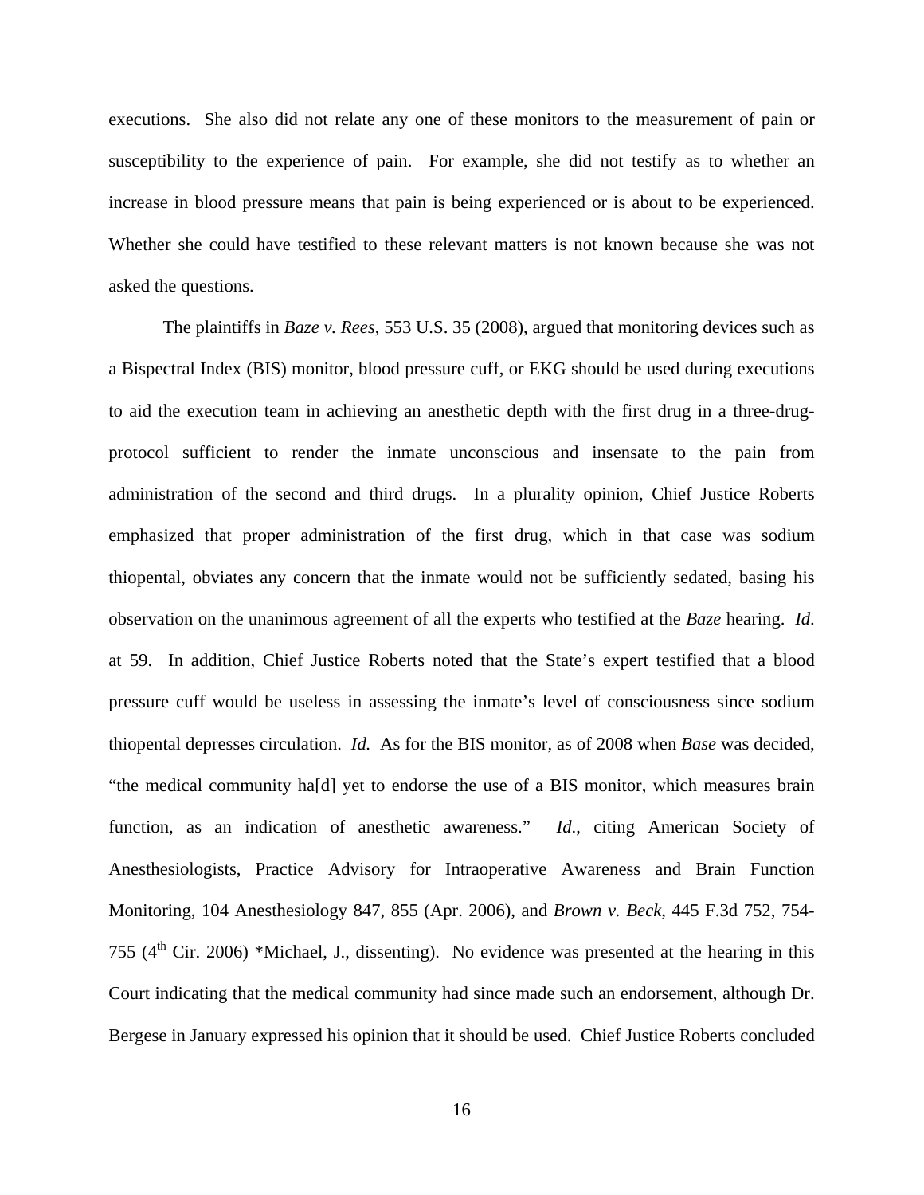executions. She also did not relate any one of these monitors to the measurement of pain or susceptibility to the experience of pain. For example, she did not testify as to whether an increase in blood pressure means that pain is being experienced or is about to be experienced. Whether she could have testified to these relevant matters is not known because she was not asked the questions.

The plaintiffs in *Baze v. Rees*, 553 U.S. 35 (2008), argued that monitoring devices such as a Bispectral Index (BIS) monitor, blood pressure cuff, or EKG should be used during executions to aid the execution team in achieving an anesthetic depth with the first drug in a three-drug-protocol sufficient to render the inmate unconscious and insensate to the pain from administration of the second and third drugs. In a plurality opinion, Chief Justice Roberts emphasized that proper administration of the first drug, which in that case was sodium thiopental, obviates any concern that the inmate would not be sufficiently sedated, basing his observation on the unanimous agreement of all the experts who testified at the *Baze* hearing. *Id*. at 59. In addition, Chief Justice Roberts noted that the State's expert testified that a blood pressure cuff would be useless in assessing the inmate's level of consciousness since sodium thiopental depresses circulation. *Id.* As for the BIS monitor, as of 2008 when *Base* was decided, "the medical community ha[d] yet to endorse the use of a BIS monitor, which measures brain function, as an indication of anesthetic awareness." *Id*., citing American Society of Anesthesiologists, Practice Advisory for Intraoperative Awareness and Brain Function Monitoring, 104 Anesthesiology 847, 855 (Apr. 2006), and *Brown v. Beck*, 445 F.3d 752, 754-755 (4th Cir. 2006) *Michael, J., dissenting). No evidence was presented at the hearing in this Court indicating that the medical community had since made such an endorsement, although Dr. Bergese in January expressed his opinion that it should be used. Chief Justice Roberts concluded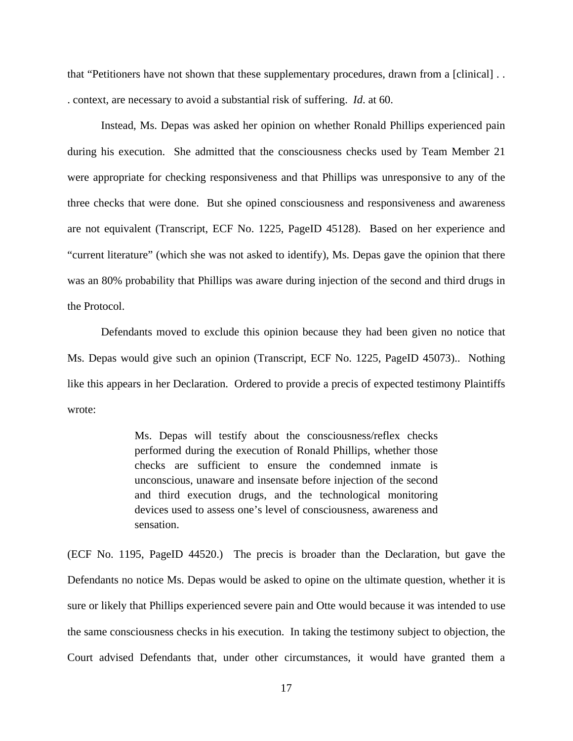that "Petitioners have not shown that these supplementary procedures, drawn from a [clinical] . . . context, are necessary to avoid a substantial risk of suffering. *Id*. at 60.

Instead, Ms. Depas was asked her opinion on whether Ronald Phillips experienced pain during his execution. She admitted that the consciousness checks used by Team Member 21 were appropriate for checking responsiveness and that Phillips was unresponsive to any of the three checks that were done. But she opined consciousness and responsiveness and awareness are not equivalent (Transcript, ECF No. 1225, PageID 45128). Based on her experience and "current literature" (which she was not asked to identify), Ms. Depas gave the opinion that there was an 80% probability that Phillips was aware during injection of the second and third drugs in the Protocol.

Defendants moved to exclude this opinion because they had been given no notice that Ms. Depas would give such an opinion (Transcript, ECF No. 1225, PageID 45073).. Nothing like this appears in her Declaration. Ordered to provide a precis of expected testimony Plaintiffs wrote:

> Ms. Depas will testify about the consciousness/reflex checks performed during the execution of Ronald Phillips, whether those checks are sufficient to ensure the condemned inmate is unconscious, unaware and insensate before injection of the second and third execution drugs, and the technological monitoring devices used to assess one's level of consciousness, awareness and sensation.

(ECF No. 1195, PageID 44520.) The precis is broader than the Declaration, but gave the Defendants no notice Ms. Depas would be asked to opine on the ultimate question, whether it is sure or likely that Phillips experienced severe pain and Otte would because it was intended to use the same consciousness checks in his execution. In taking the testimony subject to objection, the Court advised Defendants that, under other circumstances, it would have granted them a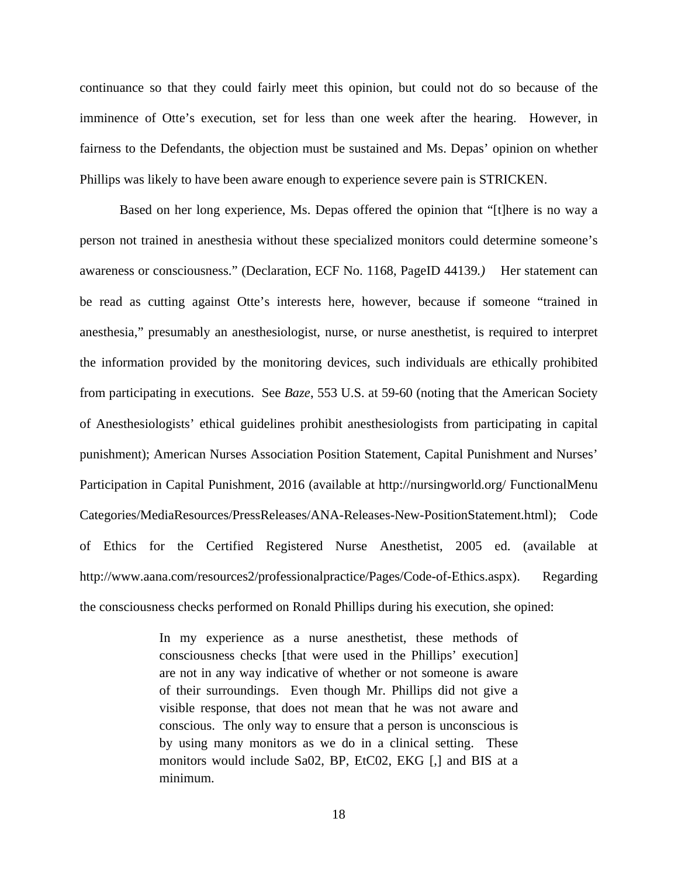continuance so that they could fairly meet this opinion, but could not do so because of the imminence of Otte's execution, set for less than one week after the hearing. However, in fairness to the Defendants, the objection must be sustained and Ms. Depas' opinion on whether Phillips was likely to have been aware enough to experience severe pain is STRICKEN.

Based on her long experience, Ms. Depas offered the opinion that "[t]here is no way a person not trained in anesthesia without these specialized monitors could determine someone's awareness or consciousness." (Declaration, ECF No. 1168, PageID 44139*.)* Her statement can be read as cutting against Otte's interests here, however, because if someone "trained in anesthesia," presumably an anesthesiologist, nurse, or nurse anesthetist, is required to interpret the information provided by the monitoring devices, such individuals are ethically prohibited from participating in executions. See *Baze*, 553 U.S. at 59-60 (noting that the American Society of Anesthesiologists' ethical guidelines prohibit anesthesiologists from participating in capital punishment); American Nurses Association Position Statement, Capital Punishment and Nurses' Participation in Capital Punishment, 2016 (available at http://nursingworld.org/ FunctionalMenu Categories/MediaResources/PressReleases/ANA-Releases-New-PositionStatement.html); Code of Ethics for the Certified Registered Nurse Anesthetist, 2005 ed. (available at http://www.aana.com/resources2/professionalpractice/Pages/Code-of-Ethics.aspx). Regarding the consciousness checks performed on Ronald Phillips during his execution, she opined:

> In my experience as a nurse anesthetist, these methods of consciousness checks [that were used in the Phillips' execution] are not in any way indicative of whether or not someone is aware of their surroundings. Even though Mr. Phillips did not give a visible response, that does not mean that he was not aware and conscious. The only way to ensure that a person is unconscious is by using many monitors as we do in a clinical setting. These monitors would include Sa02, BP, EtC02, EKG [,] and BIS at a minimum.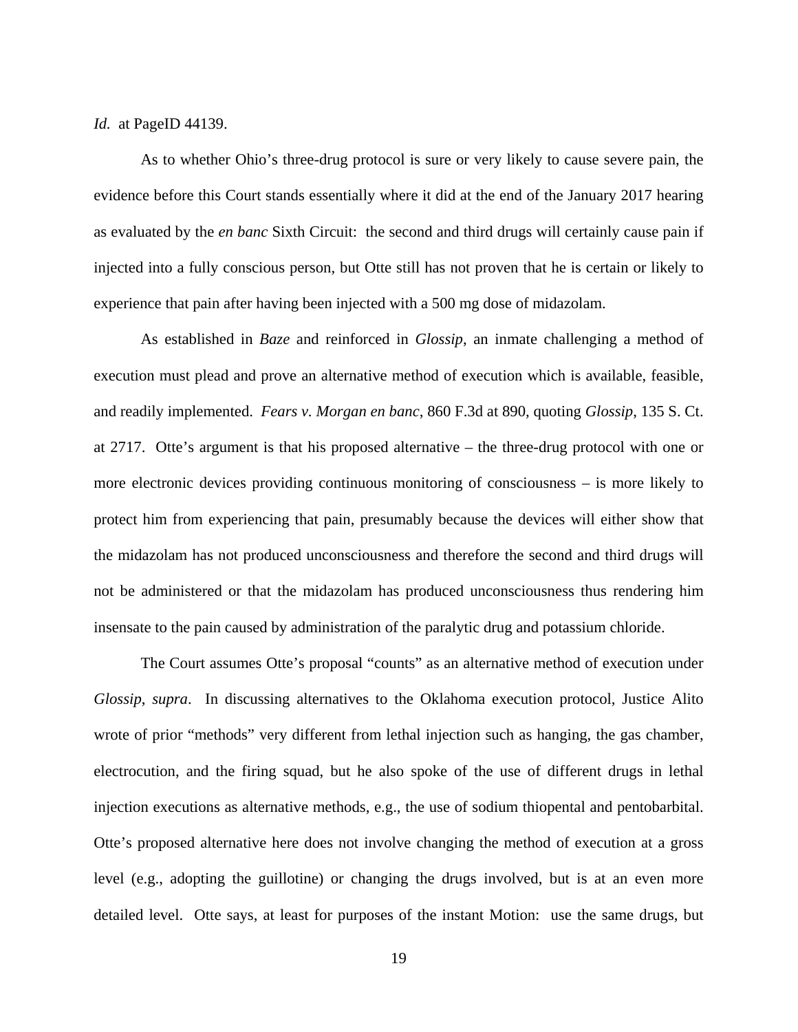*Id.* at PageID 44139.

As to whether Ohio's three-drug protocol is sure or very likely to cause severe pain, the evidence before this Court stands essentially where it did at the end of the January 2017 hearing as evaluated by the *en banc* Sixth Circuit: the second and third drugs will certainly cause pain if injected into a fully conscious person, but Otte still has not proven that he is certain or likely to experience that pain after having been injected with a 500 mg dose of midazolam.

As established in *Baze* and reinforced in *Glossip*, an inmate challenging a method of execution must plead and prove an alternative method of execution which is available, feasible, and readily implemented. *Fears v. Morgan en banc*, 860 F.3d at 890, quoting *Glossip*, 135 S. Ct. at 2717. Otte's argument is that his proposed alternative – the three-drug protocol with one or more electronic devices providing continuous monitoring of consciousness – is more likely to protect him from experiencing that pain, presumably because the devices will either show that the midazolam has not produced unconsciousness and therefore the second and third drugs will not be administered or that the midazolam has produced unconsciousness thus rendering him insensate to the pain caused by administration of the paralytic drug and potassium chloride.

The Court assumes Otte's proposal "counts" as an alternative method of execution under *Glossip*, *supra*. In discussing alternatives to the Oklahoma execution protocol, Justice Alito wrote of prior "methods" very different from lethal injection such as hanging, the gas chamber, electrocution, and the firing squad, but he also spoke of the use of different drugs in lethal injection executions as alternative methods, e.g., the use of sodium thiopental and pentobarbital. Otte's proposed alternative here does not involve changing the method of execution at a gross level (e.g., adopting the guillotine) or changing the drugs involved, but is at an even more detailed level. Otte says, at least for purposes of the instant Motion: use the same drugs, but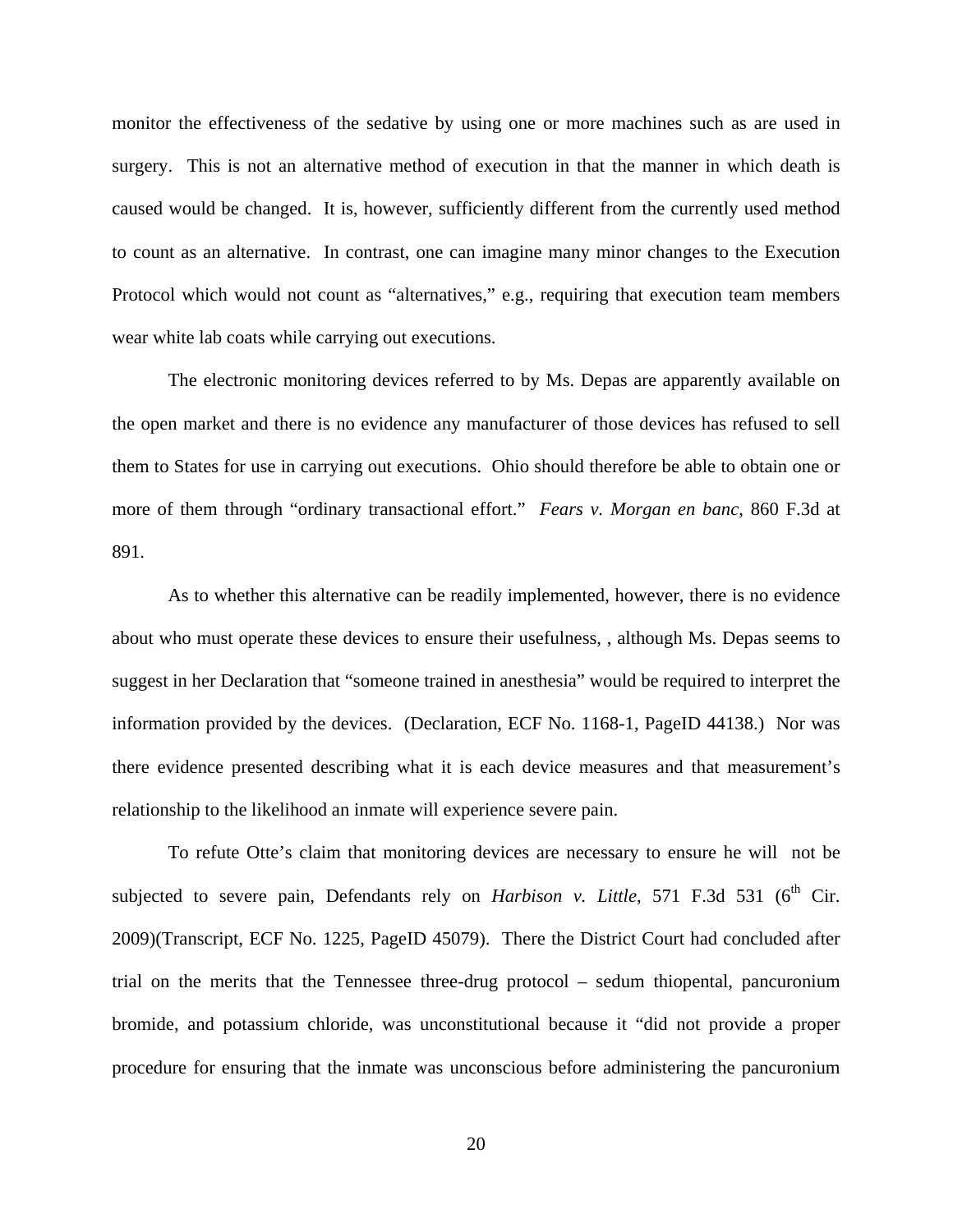monitor the effectiveness of the sedative by using one or more machines such as are used in surgery. This is not an alternative method of execution in that the manner in which death is caused would be changed. It is, however, sufficiently different from the currently used method to count as an alternative. In contrast, one can imagine many minor changes to the Execution Protocol which would not count as "alternatives," e.g., requiring that execution team members wear white lab coats while carrying out executions.

The electronic monitoring devices referred to by Ms. Depas are apparently available on the open market and there is no evidence any manufacturer of those devices has refused to sell them to States for use in carrying out executions. Ohio should therefore be able to obtain one or more of them through "ordinary transactional effort." *Fears v. Morgan en banc*, 860 F.3d at 891.

As to whether this alternative can be readily implemented, however, there is no evidence about who must operate these devices to ensure their usefulness, , although Ms. Depas seems to suggest in her Declaration that "someone trained in anesthesia" would be required to interpret the information provided by the devices. (Declaration, ECF No. 1168-1, PageID 44138.) Nor was there evidence presented describing what it is each device measures and that measurement's relationship to the likelihood an inmate will experience severe pain.

To refute Otte's claim that monitoring devices are necessary to ensure he will not be subjected to severe pain, Defendants rely on *Harbison v. Little*, 571 F.3d 531 (6th Cir. 2009)(Transcript, ECF No. 1225, PageID 45079). There the District Court had concluded after trial on the merits that the Tennessee three-drug protocol – sedum thiopental, pancuronium bromide, and potassium chloride, was unconstitutional because it "did not provide a proper procedure for ensuring that the inmate was unconscious before administering the pancuronium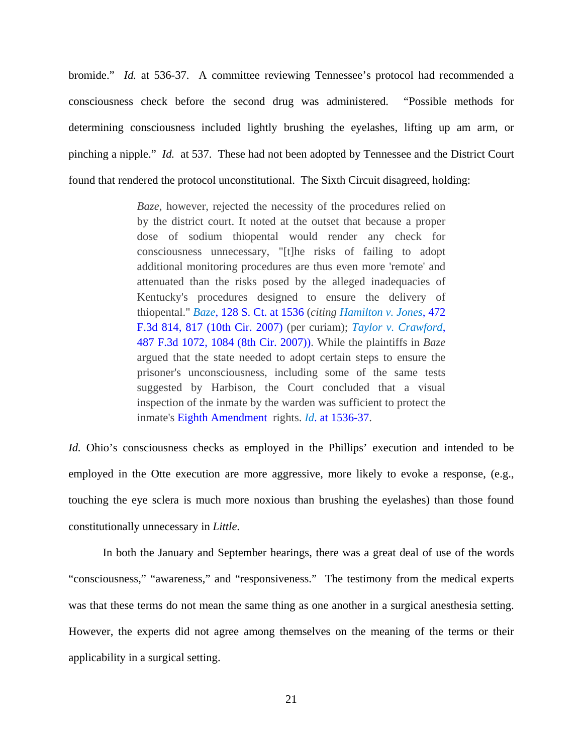bromide." *Id.* at 536-37. A committee reviewing Tennessee's protocol had recommended a consciousness check before the second drug was administered. "Possible methods for determining consciousness included lightly brushing the eyelashes, lifting up am arm, or pinching a nipple." *Id.* at 537. These had not been adopted by Tennessee and the District Court found that rendered the protocol unconstitutional. The Sixth Circuit disagreed, holding:

> *Baze*, however, rejected the necessity of the procedures relied on by the district court. It noted at the outset that because a proper dose of sodium thiopental would render any check for consciousness unnecessary, "[t]he risks of failing to adopt additional monitoring procedures are thus even more 'remote' and attenuated than the risks posed by the alleged inadequacies of Kentucky's procedures designed to ensure the delivery of thiopental." *Baze*, 128 S. Ct. at 1536 (*citing Hamilton v. Jones*, 472 F.3d 814, 817 (10th Cir. 2007) (per curiam); *Taylor v. Crawford*, 487 F.3d 1072, 1084 (8th Cir. 2007)). While the plaintiffs in *Baze* argued that the state needed to adopt certain steps to ensure the prisoner's unconsciousness, including some of the same tests suggested by Harbison, the Court concluded that a visual inspection of the inmate by the warden was sufficient to protect the inmate's Eighth Amendment rights. *Id*. at 1536-37.

*Id.* Ohio's consciousness checks as employed in the Phillips' execution and intended to be employed in the Otte execution are more aggressive, more likely to evoke a response, (e.g., touching the eye sclera is much more noxious than brushing the eyelashes) than those found constitutionally unnecessary in *Little*.

In both the January and September hearings, there was a great deal of use of the words "consciousness," "awareness," and "responsiveness." The testimony from the medical experts was that these terms do not mean the same thing as one another in a surgical anesthesia setting. However, the experts did not agree among themselves on the meaning of the terms or their applicability in a surgical setting.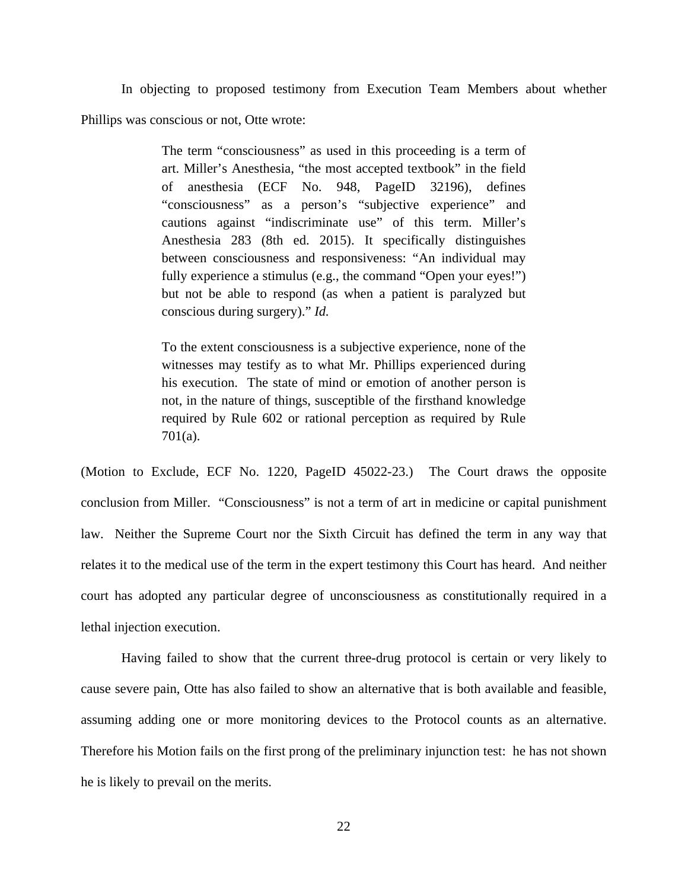In objecting to proposed testimony from Execution Team Members about whether Phillips was conscious or not, Otte wrote:

> The term "consciousness" as used in this proceeding is a term of art. Miller's Anesthesia, "the most accepted textbook" in the field of anesthesia (ECF No. 948, PageID 32196), defines "consciousness" as a person's "subjective experience" and cautions against "indiscriminate use" of this term. Miller's Anesthesia 283 (8th ed. 2015). It specifically distinguishes between consciousness and responsiveness: "An individual may fully experience a stimulus (e.g., the command "Open your eyes!") but not be able to respond (as when a patient is paralyzed but conscious during surgery)." *Id.*
>
> To the extent consciousness is a subjective experience, none of the witnesses may testify as to what Mr. Phillips experienced during his execution. The state of mind or emotion of another person is not, in the nature of things, susceptible of the firsthand knowledge required by Rule 602 or rational perception as required by Rule 701(a).

(Motion to Exclude, ECF No. 1220, PageID 45022-23.) The Court draws the opposite conclusion from Miller. "Consciousness" is not a term of art in medicine or capital punishment law. Neither the Supreme Court nor the Sixth Circuit has defined the term in any way that relates it to the medical use of the term in the expert testimony this Court has heard. And neither court has adopted any particular degree of unconsciousness as constitutionally required in a lethal injection execution.

Having failed to show that the current three-drug protocol is certain or very likely to cause severe pain, Otte has also failed to show an alternative that is both available and feasible, assuming adding one or more monitoring devices to the Protocol counts as an alternative. Therefore his Motion fails on the first prong of the preliminary injunction test: he has not shown he is likely to prevail on the merits.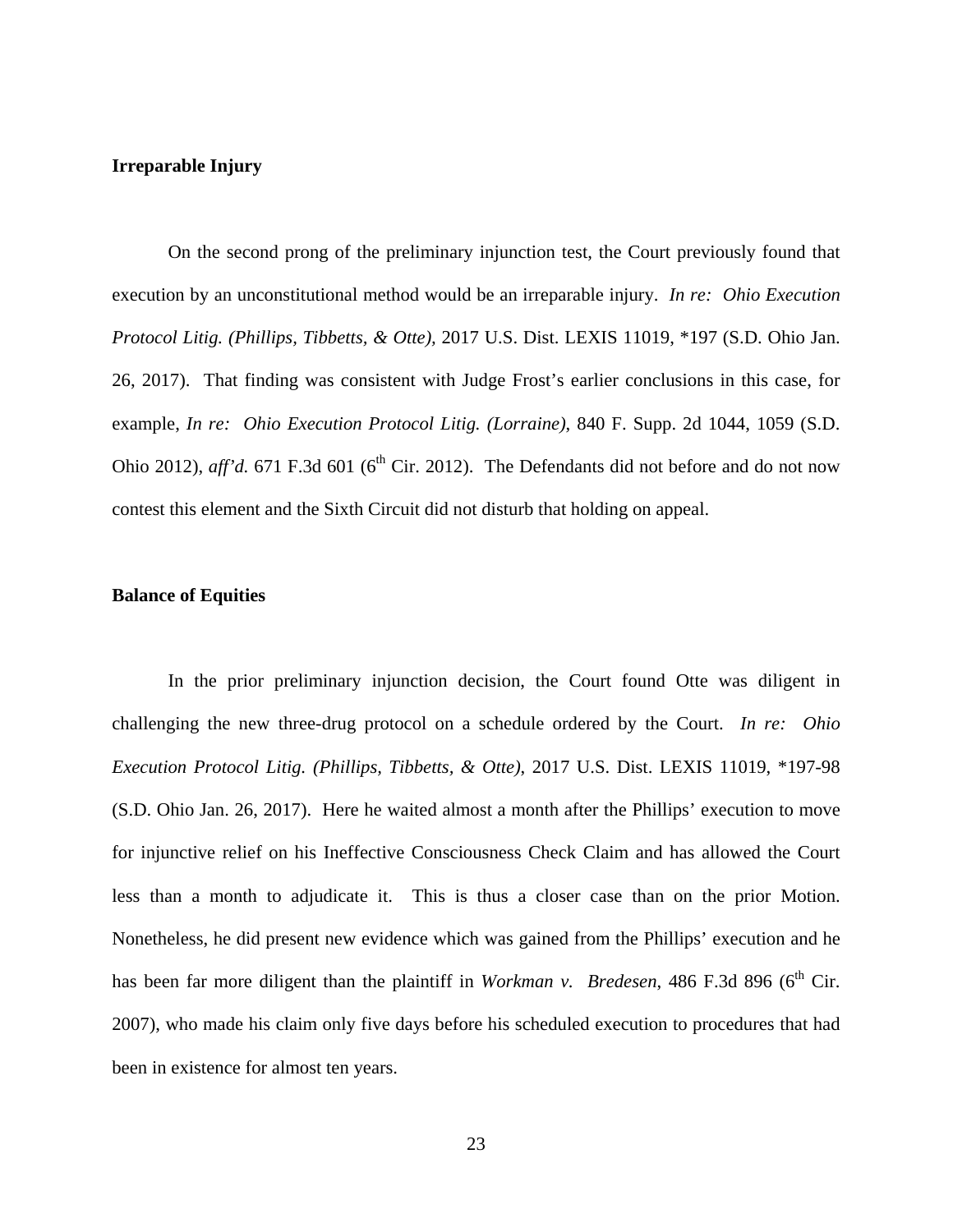**Irreparable Injury**

On the second prong of the preliminary injunction test, the Court previously found that execution by an unconstitutional method would be an irreparable injury. *In re: Ohio Execution Protocol Litig. (Phillips, Tibbetts, & Otte)*, 2017 U.S. Dist. LEXIS 11019, *197 (S.D. Ohio Jan. 26, 2017). That finding was consistent with Judge Frost's earlier conclusions in this case, for example, *In re: Ohio Execution Protocol Litig. (Lorraine)*, 840 F. Supp. 2d 1044, 1059 (S.D. Ohio 2012), *aff'd.* 671 F.3d 601 (6th Cir. 2012). The Defendants did not before and do not now contest this element and the Sixth Circuit did not disturb that holding on appeal.

**Balance of Equities**

In the prior preliminary injunction decision, the Court found Otte was diligent in challenging the new three-drug protocol on a schedule ordered by the Court. *In re: Ohio Execution Protocol Litig. (Phillips, Tibbetts, & Otte)*, 2017 U.S. Dist. LEXIS 11019, *197-98 (S.D. Ohio Jan. 26, 2017). Here he waited almost a month after the Phillips' execution to move for injunctive relief on his Ineffective Consciousness Check Claim and has allowed the Court less than a month to adjudicate it. This is thus a closer case than on the prior Motion. Nonetheless, he did present new evidence which was gained from the Phillips' execution and he has been far more diligent than the plaintiff in *Workman v. Bredesen*, 486 F.3d 896 (6th Cir. 2007), who made his claim only five days before his scheduled execution to procedures that had been in existence for almost ten years.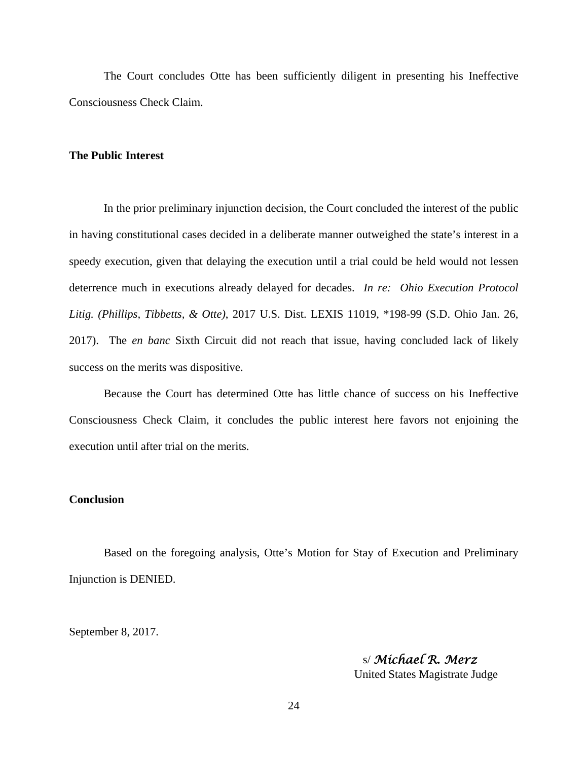The Court concludes Otte has been sufficiently diligent in presenting his Ineffective Consciousness Check Claim.

**The Public Interest**

In the prior preliminary injunction decision, the Court concluded the interest of the public in having constitutional cases decided in a deliberate manner outweighed the state's interest in a speedy execution, given that delaying the execution until a trial could be held would not lessen deterrence much in executions already delayed for decades. *In re: Ohio Execution Protocol Litig. (Phillips, Tibbetts, & Otte)*, 2017 U.S. Dist. LEXIS 11019, *198-99 (S.D. Ohio Jan. 26, 2017). The *en banc* Sixth Circuit did not reach that issue, having concluded lack of likely success on the merits was dispositive.

Because the Court has determined Otte has little chance of success on his Ineffective Consciousness Check Claim, it concludes the public interest here favors not enjoining the execution until after trial on the merits.

**Conclusion**

Based on the foregoing analysis, Otte's Motion for Stay of Execution and Preliminary Injunction is DENIED.

September 8, 2017.

s/ *Michael R. Merz*
United States Magistrate Judge